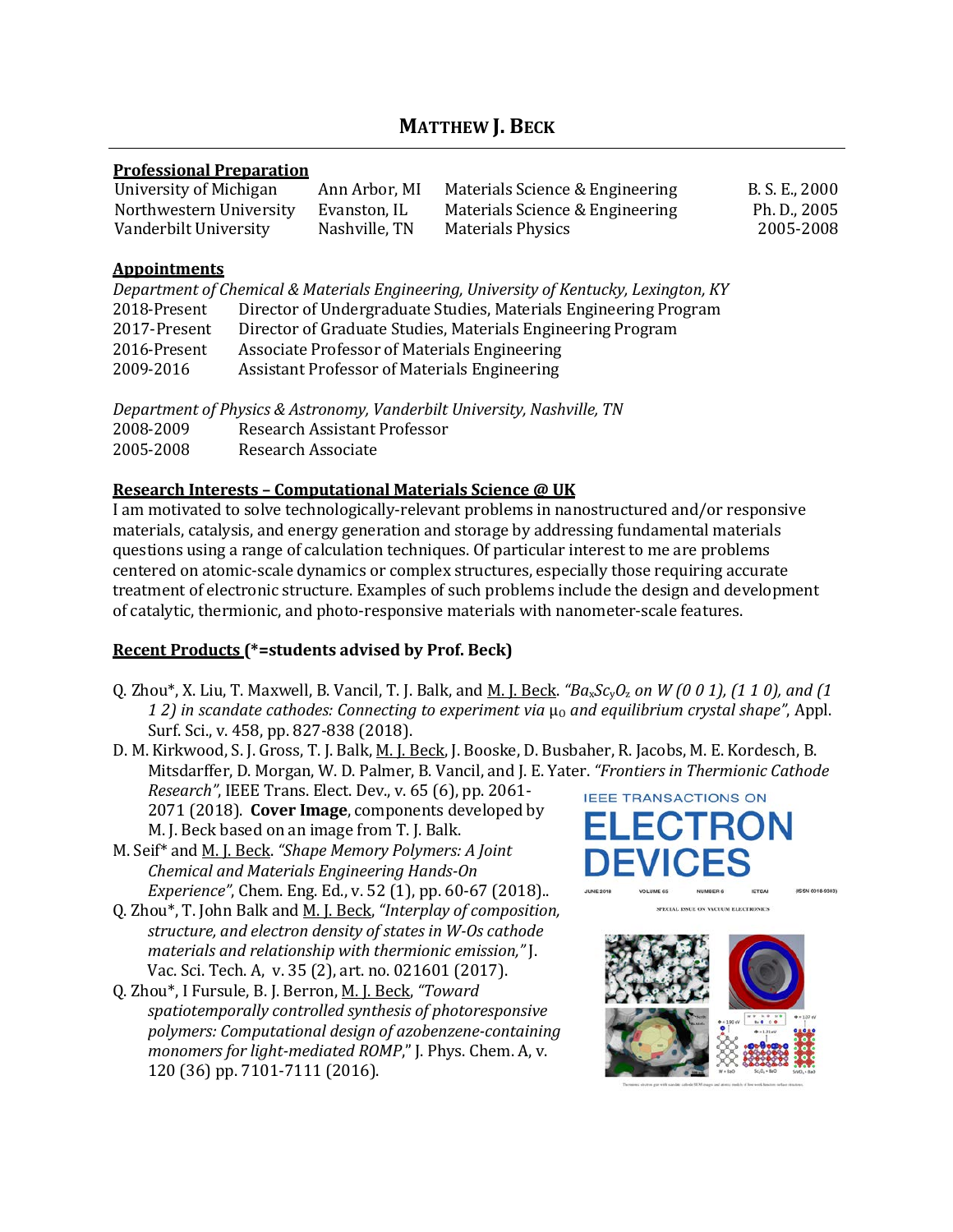# MATTHEW J. BECK

## Professional Preparation

| | | | |
|---|---|---|---|
| University of Michigan | Ann Arbor, MI | Materials Science & Engineering | B. S. E., 2000 |
| Northwestern University | Evanston, IL | Materials Science & Engineering | Ph. D., 2005 |
| Vanderbilt University | Nashville, TN | Materials Physics | 2005-2008 |

## Appointments

*Department of Chemical & Materials Engineering, University of Kentucky, Lexington, KY*

| | |
|---|---|
| 2018-Present | Director of Undergraduate Studies, Materials Engineering Program |
| 2017-Present | Director of Graduate Studies, Materials Engineering Program |
| 2016-Present | Associate Professor of Materials Engineering |
| 2009-2016 | Assistant Professor of Materials Engineering |

*Department of Physics & Astronomy, Vanderbilt University, Nashville, TN*

| | |
|---|---|
| 2008-2009 | Research Assistant Professor |
| 2005-2008 | Research Associate |

## Research Interests – Computational Materials Science @ UK

I am motivated to solve technologically-relevant problems in nanostructured and/or responsive materials, catalysis, and energy generation and storage by addressing fundamental materials questions using a range of calculation techniques. Of particular interest to me are problems centered on atomic-scale dynamics or complex structures, especially those requiring accurate treatment of electronic structure. Examples of such problems include the design and development of catalytic, thermionic, and photo-responsive materials with nanometer-scale features.

## Recent Products (*=students advised by Prof. Beck)

- Q. Zhou*, X. Liu, T. Maxwell, B. Vancil, T. J. Balk, and M. J. Beck. *"$Ba_xSc_yO_z$ on W (0 0 1), (1 1 0), and (1 1 2) in scandate cathodes: Connecting to experiment via $\mu_0$ and equilibrium crystal shape"*, Appl. Surf. Sci., v. 458, pp. 827-838 (2018).
- D. M. Kirkwood, S. J. Gross, T. J. Balk, M. J. Beck, J. Booske, D. Busbaher, R. Jacobs, M. E. Kordesch, B. Mitsdarffer, D. Morgan, W. D. Palmer, B. Vancil, and J. E. Yater. *"Frontiers in Thermionic Cathode Research"*, IEEE Trans. Elect. Dev., v. 65 (6), pp. 2061-2071 (2018). **Cover Image**, components developed by M. J. Beck based on an image from T. J. Balk.
- M. Seif* and M. J. Beck. *"Shape Memory Polymers: A Joint Chemical and Materials Engineering Hands-On Experience"*, Chem. Eng. Ed., v. 52 (1), pp. 60-67 (2018)..
- Q. Zhou*, T. John Balk and M. J. Beck, *"Interplay of composition, structure, and electron density of states in W-Os cathode materials and relationship with thermionic emission,"* J. Vac. Sci. Tech. A, v. 35 (2), art. no. 021601 (2017).
- Q. Zhou*, I Fursule, B. J. Berron, M. J. Beck, *"Toward spatiotemporally controlled synthesis of photoresponsive polymers: Computational design of azobenzene-containing monomers for light-mediated ROMP,"* J. Phys. Chem. A, v. 120 (36) pp. 7101-7111 (2016).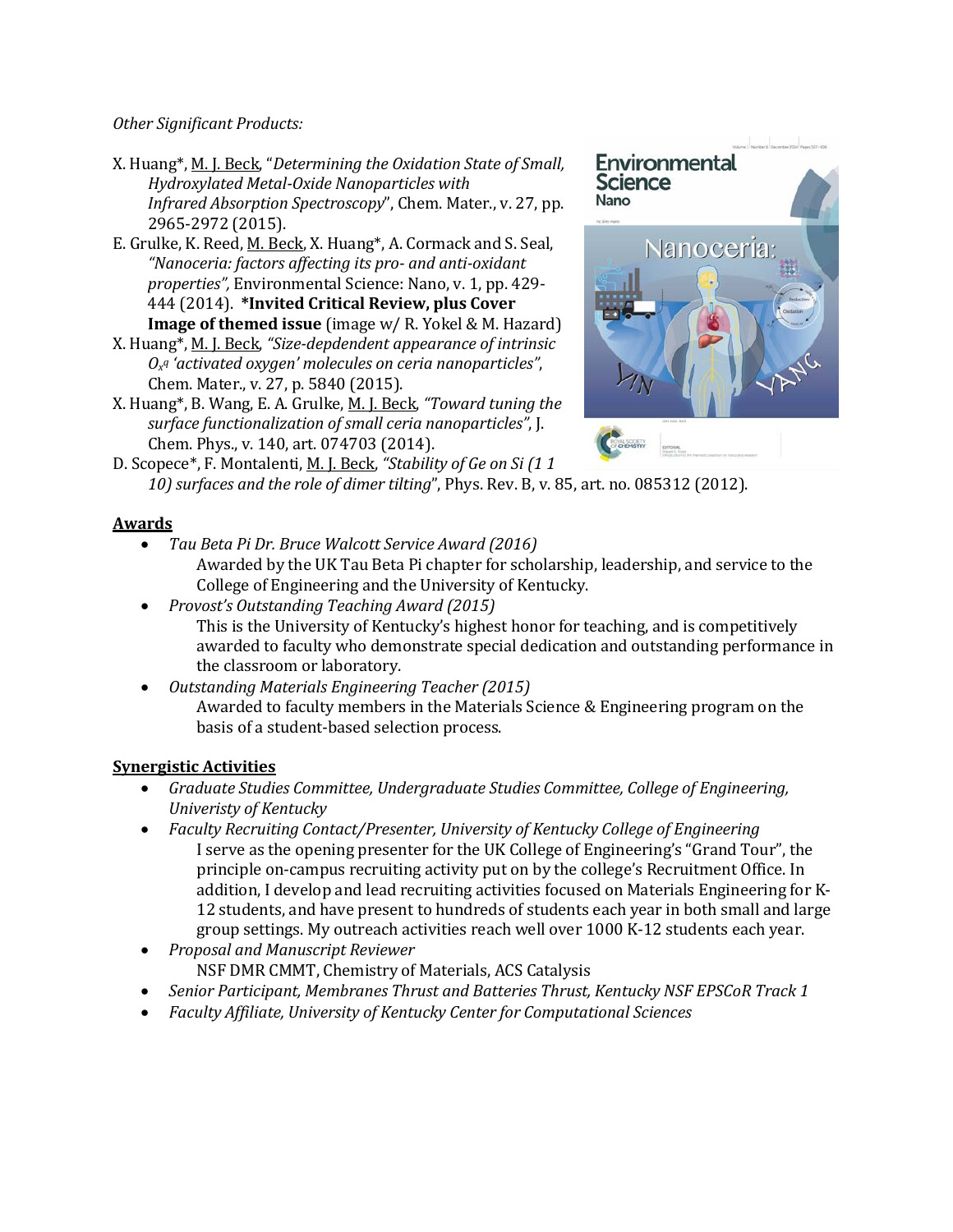*Other Significant Products:*

X. Huang*, <u>M. J. Beck</u>, "*Determining the Oxidation State of Small, Hydroxylated Metal-Oxide Nanoparticles with Infrared Absorption Spectroscopy*", Chem. Mater., v. 27, pp. 2965-2972 (2015).

E. Grulke, K. Reed, <u>M. Beck</u>, X. Huang*, A. Cormack and S. Seal, *"Nanoceria: factors affecting its pro- and anti-oxidant properties"*, Environmental Science: Nano, v. 1, pp. 429-444 (2014). **\*Invited Critical Review, plus Cover Image of themed issue** (image w/ R. Yokel & M. Hazard)

X. Huang*, <u>M. J. Beck</u>, *"Size-depdendent appearance of intrinsic $O_x^q$ 'activated oxygen' molecules on ceria nanoparticles"*, Chem. Mater., v. 27, p. 5840 (2015).

X. Huang*, B. Wang, E. A. Grulke, <u>M. J. Beck</u>, *"Toward tuning the surface functionalization of small ceria nanoparticles"*, J. Chem. Phys., v. 140, art. 074703 (2014).

D. Scopece*, F. Montalenti, <u>M. J. Beck</u>, *"Stability of Ge on Si (1 1 10) surfaces and the role of dimer tilting"*, Phys. Rev. B, v. 85, art. no. 085312 (2012).

## Awards

- *Tau Beta Pi Dr. Bruce Walcott Service Award (2016)*
  Awarded by the UK Tau Beta Pi chapter for scholarship, leadership, and service to the College of Engineering and the University of Kentucky.
- *Provost's Outstanding Teaching Award (2015)*
  This is the University of Kentucky's highest honor for teaching, and is competitively awarded to faculty who demonstrate special dedication and outstanding performance in the classroom or laboratory.
- *Outstanding Materials Engineering Teacher (2015)*
  Awarded to faculty members in the Materials Science & Engineering program on the basis of a student-based selection process.

## Synergistic Activities

- *Graduate Studies Committee, Undergraduate Studies Committee, College of Engineering, Univeristy of Kentucky*
- *Faculty Recruiting Contact/Presenter, University of Kentucky College of Engineering*
  I serve as the opening presenter for the UK College of Engineering's "Grand Tour", the principle on-campus recruiting activity put on by the college's Recruitment Office. In addition, I develop and lead recruiting activities focused on Materials Engineering for K-12 students, and have present to hundreds of students each year in both small and large group settings. My outreach activities reach well over 1000 K-12 students each year.
- *Proposal and Manuscript Reviewer*
  NSF DMR CMMT, Chemistry of Materials, ACS Catalysis
- *Senior Participant, Membranes Thrust and Batteries Thrust, Kentucky NSF EPSCoR Track 1*
- *Faculty Affiliate, University of Kentucky Center for Computational Sciences*